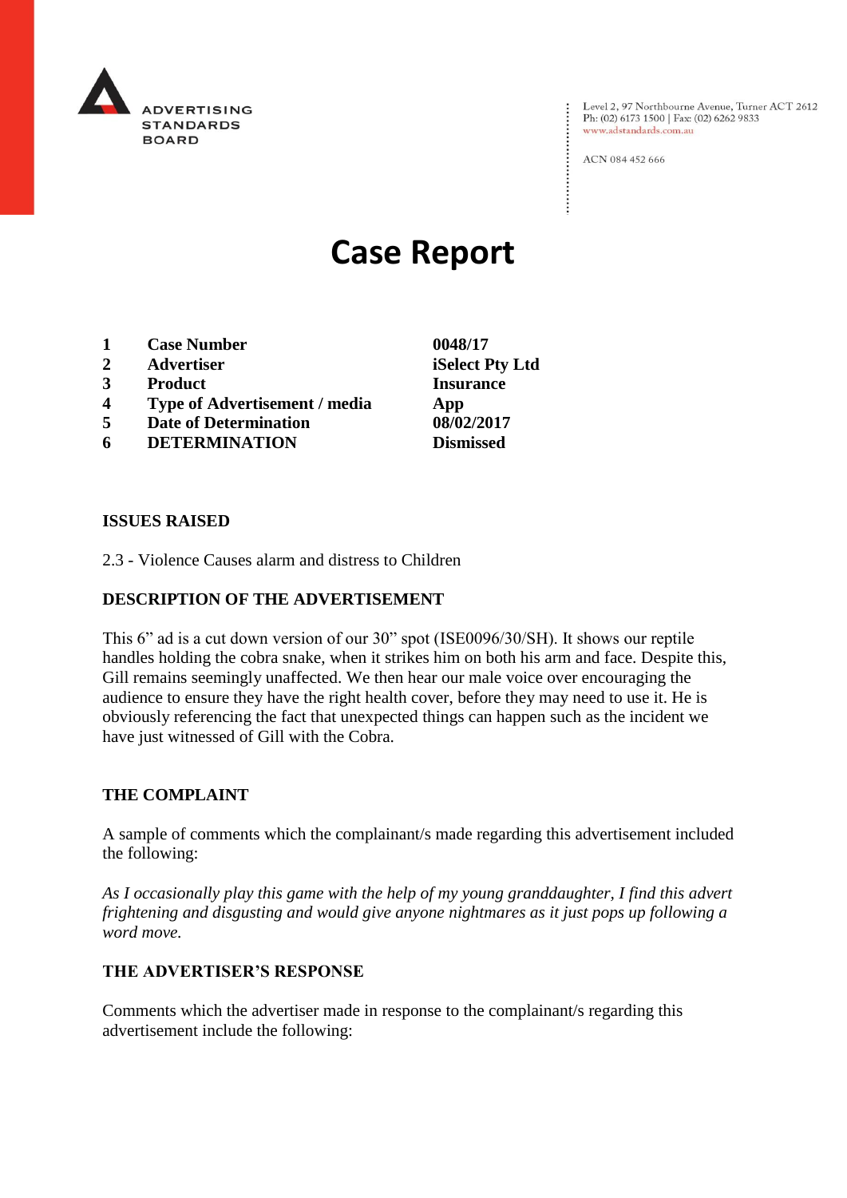ADVERTISING STANDARDS BOARD

Level 2, 97 Northbourne Avenue, Turner ACT 2612
Ph: (02) 6173 1500 | Fax: (02) 6262 9833
www.adstandards.com.au

ACN 084 452 666

# Case Report

| | | |
|---|---|---|
| **1** | **Case Number** | **0048/17** |
| **2** | **Advertiser** | **iSelect Pty Ltd** |
| **3** | **Product** | **Insurance** |
| **4** | **Type of Advertisement / media** | **App** |
| **5** | **Date of Determination** | **08/02/2017** |
| **6** | **DETERMINATION** | **Dismissed** |

**ISSUES RAISED**

2.3 - Violence Causes alarm and distress to Children

**DESCRIPTION OF THE ADVERTISEMENT**

This 6" ad is a cut down version of our 30" spot (ISE0096/30/SH). It shows our reptile handles holding the cobra snake, when it strikes him on both his arm and face. Despite this, Gill remains seemingly unaffected. We then hear our male voice over encouraging the audience to ensure they have the right health cover, before they may need to use it. He is obviously referencing the fact that unexpected things can happen such as the incident we have just witnessed of Gill with the Cobra.

**THE COMPLAINT**

A sample of comments which the complainant/s made regarding this advertisement included the following:

*As I occasionally play this game with the help of my young granddaughter, I find this advert frightening and disgusting and would give anyone nightmares as it just pops up following a word move.*

**THE ADVERTISER'S RESPONSE**

Comments which the advertiser made in response to the complainant/s regarding this advertisement include the following: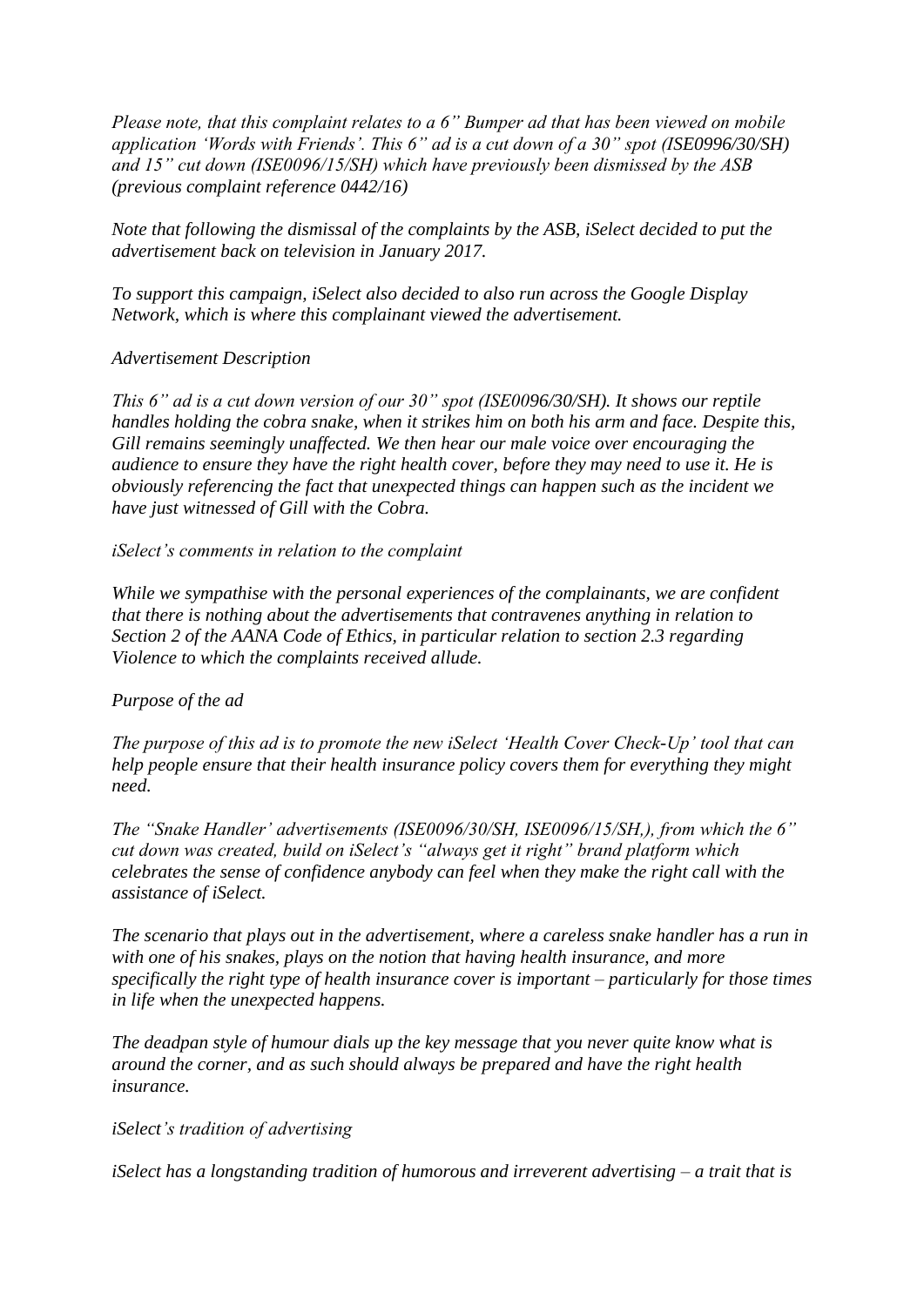*Please note, that this complaint relates to a 6" Bumper ad that has been viewed on mobile application 'Words with Friends'. This 6" ad is a cut down of a 30" spot (ISE0996/30/SH) and 15" cut down (ISE0096/15/SH) which have previously been dismissed by the ASB (previous complaint reference 0442/16)*

*Note that following the dismissal of the complaints by the ASB, iSelect decided to put the advertisement back on television in January 2017.*

*To support this campaign, iSelect also decided to also run across the Google Display Network, which is where this complainant viewed the advertisement.*

*Advertisement Description*

*This 6" ad is a cut down version of our 30" spot (ISE0096/30/SH). It shows our reptile handles holding the cobra snake, when it strikes him on both his arm and face. Despite this, Gill remains seemingly unaffected. We then hear our male voice over encouraging the audience to ensure they have the right health cover, before they may need to use it. He is obviously referencing the fact that unexpected things can happen such as the incident we have just witnessed of Gill with the Cobra.*

*iSelect's comments in relation to the complaint*

*While we sympathise with the personal experiences of the complainants, we are confident that there is nothing about the advertisements that contravenes anything in relation to Section 2 of the AANA Code of Ethics, in particular relation to section 2.3 regarding Violence to which the complaints received allude.*

*Purpose of the ad*

*The purpose of this ad is to promote the new iSelect 'Health Cover Check-Up' tool that can help people ensure that their health insurance policy covers them for everything they might need.*

*The "Snake Handler' advertisements (ISE0096/30/SH, ISE0096/15/SH,), from which the 6" cut down was created, build on iSelect's "always get it right" brand platform which celebrates the sense of confidence anybody can feel when they make the right call with the assistance of iSelect.*

*The scenario that plays out in the advertisement, where a careless snake handler has a run in with one of his snakes, plays on the notion that having health insurance, and more specifically the right type of health insurance cover is important – particularly for those times in life when the unexpected happens.*

*The deadpan style of humour dials up the key message that you never quite know what is around the corner, and as such should always be prepared and have the right health insurance.*

*iSelect's tradition of advertising*

*iSelect has a longstanding tradition of humorous and irreverent advertising – a trait that is*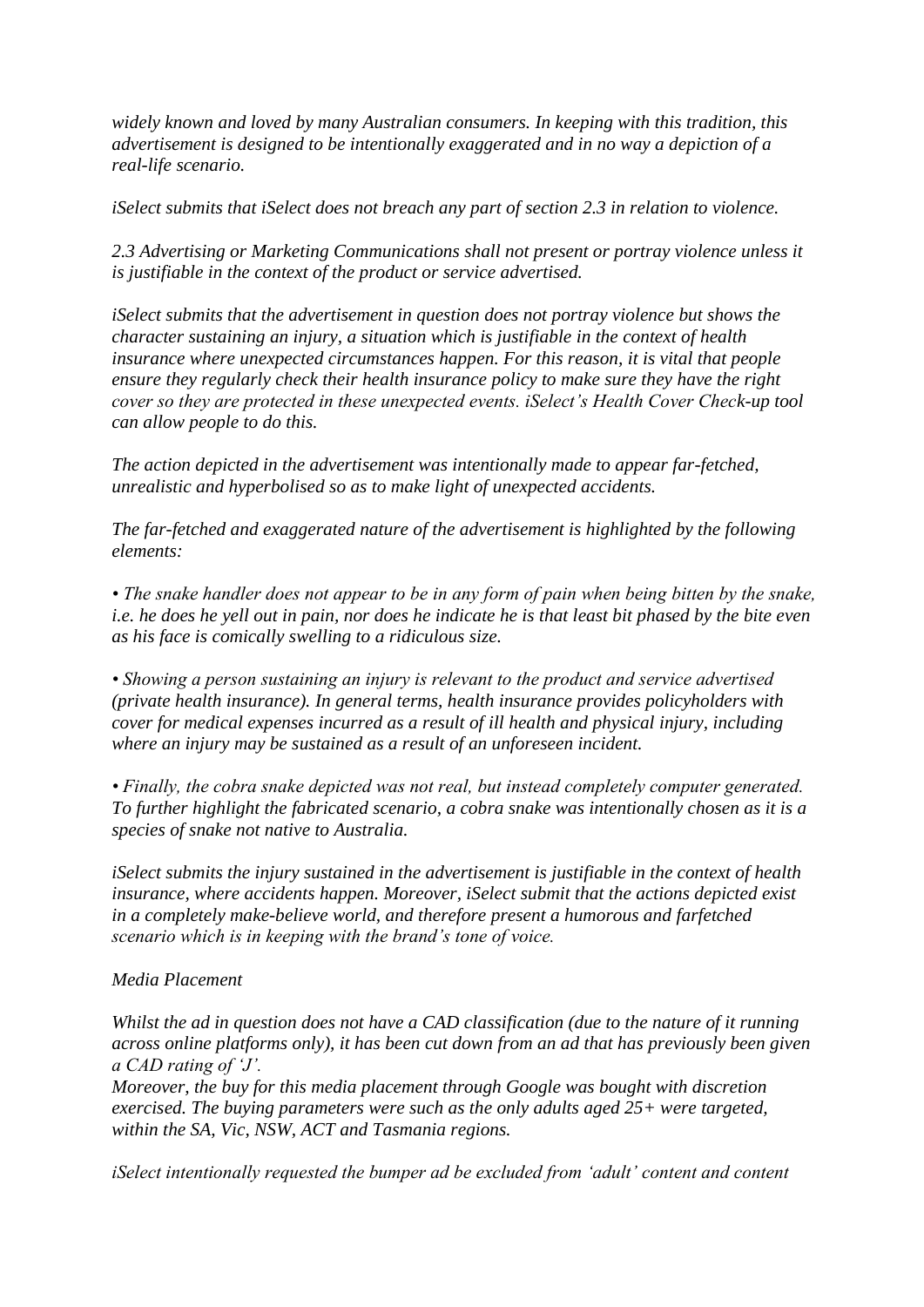*widely known and loved by many Australian consumers. In keeping with this tradition, this advertisement is designed to be intentionally exaggerated and in no way a depiction of a real-life scenario.*

*iSelect submits that iSelect does not breach any part of section 2.3 in relation to violence.*

*2.3 Advertising or Marketing Communications shall not present or portray violence unless it is justifiable in the context of the product or service advertised.*

*iSelect submits that the advertisement in question does not portray violence but shows the character sustaining an injury, a situation which is justifiable in the context of health insurance where unexpected circumstances happen. For this reason, it is vital that people ensure they regularly check their health insurance policy to make sure they have the right cover so they are protected in these unexpected events. iSelect's Health Cover Check-up tool can allow people to do this.*

*The action depicted in the advertisement was intentionally made to appear far-fetched, unrealistic and hyperbolised so as to make light of unexpected accidents.*

*The far-fetched and exaggerated nature of the advertisement is highlighted by the following elements:*

- *The snake handler does not appear to be in any form of pain when being bitten by the snake, i.e. he does he yell out in pain, nor does he indicate he is that least bit phased by the bite even as his face is comically swelling to a ridiculous size.*

- *Showing a person sustaining an injury is relevant to the product and service advertised (private health insurance). In general terms, health insurance provides policyholders with cover for medical expenses incurred as a result of ill health and physical injury, including where an injury may be sustained as a result of an unforeseen incident.*

- *Finally, the cobra snake depicted was not real, but instead completely computer generated. To further highlight the fabricated scenario, a cobra snake was intentionally chosen as it is a species of snake not native to Australia.*

*iSelect submits the injury sustained in the advertisement is justifiable in the context of health insurance, where accidents happen. Moreover, iSelect submit that the actions depicted exist in a completely make-believe world, and therefore present a humorous and farfetched scenario which is in keeping with the brand's tone of voice.*

*Media Placement*

*Whilst the ad in question does not have a CAD classification (due to the nature of it running across online platforms only), it has been cut down from an ad that has previously been given a CAD rating of 'J'.*
*Moreover, the buy for this media placement through Google was bought with discretion exercised. The buying parameters were such as the only adults aged 25+ were targeted, within the SA, Vic, NSW, ACT and Tasmania regions.*

*iSelect intentionally requested the bumper ad be excluded from 'adult' content and content*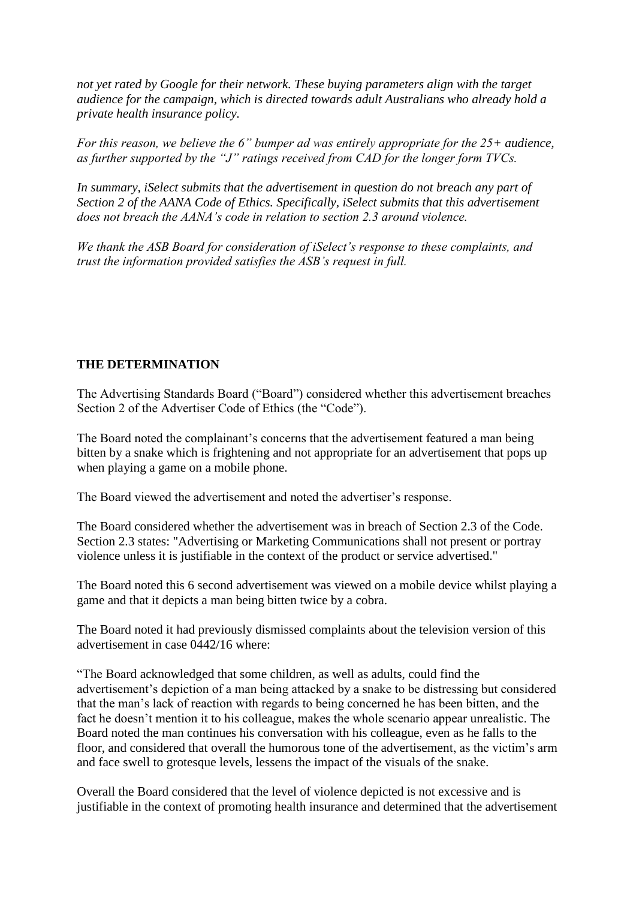*not yet rated by Google for their network. These buying parameters align with the target audience for the campaign, which is directed towards adult Australians who already hold a private health insurance policy.*

*For this reason, we believe the 6" bumper ad was entirely appropriate for the 25+ audience, as further supported by the "J" ratings received from CAD for the longer form TVCs.*

*In summary, iSelect submits that the advertisement in question do not breach any part of Section 2 of the AANA Code of Ethics. Specifically, iSelect submits that this advertisement does not breach the AANA's code in relation to section 2.3 around violence.*

*We thank the ASB Board for consideration of iSelect's response to these complaints, and trust the information provided satisfies the ASB's request in full.*

**THE DETERMINATION**

The Advertising Standards Board ("Board") considered whether this advertisement breaches Section 2 of the Advertiser Code of Ethics (the "Code").

The Board noted the complainant's concerns that the advertisement featured a man being bitten by a snake which is frightening and not appropriate for an advertisement that pops up when playing a game on a mobile phone.

The Board viewed the advertisement and noted the advertiser's response.

The Board considered whether the advertisement was in breach of Section 2.3 of the Code. Section 2.3 states: "Advertising or Marketing Communications shall not present or portray violence unless it is justifiable in the context of the product or service advertised."

The Board noted this 6 second advertisement was viewed on a mobile device whilst playing a game and that it depicts a man being bitten twice by a cobra.

The Board noted it had previously dismissed complaints about the television version of this advertisement in case 0442/16 where:

"The Board acknowledged that some children, as well as adults, could find the advertisement's depiction of a man being attacked by a snake to be distressing but considered that the man's lack of reaction with regards to being concerned he has been bitten, and the fact he doesn't mention it to his colleague, makes the whole scenario appear unrealistic. The Board noted the man continues his conversation with his colleague, even as he falls to the floor, and considered that overall the humorous tone of the advertisement, as the victim's arm and face swell to grotesque levels, lessens the impact of the visuals of the snake.

Overall the Board considered that the level of violence depicted is not excessive and is justifiable in the context of promoting health insurance and determined that the advertisement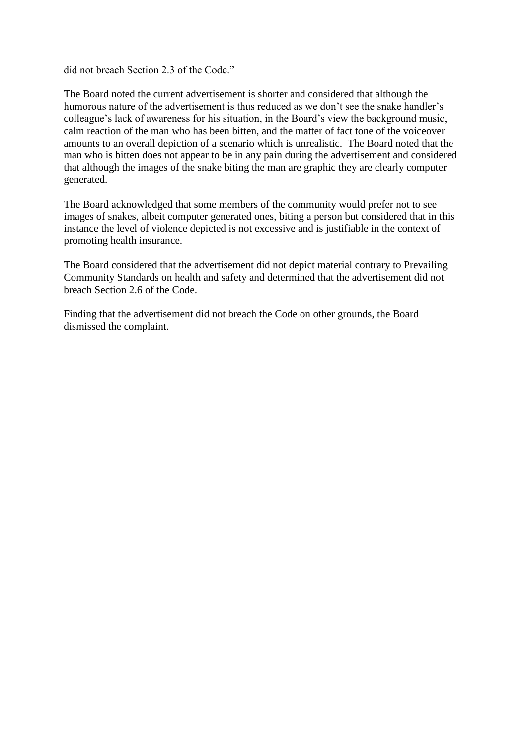did not breach Section 2.3 of the Code."

The Board noted the current advertisement is shorter and considered that although the humorous nature of the advertisement is thus reduced as we don't see the snake handler's colleague's lack of awareness for his situation, in the Board's view the background music, calm reaction of the man who has been bitten, and the matter of fact tone of the voiceover amounts to an overall depiction of a scenario which is unrealistic. The Board noted that the man who is bitten does not appear to be in any pain during the advertisement and considered that although the images of the snake biting the man are graphic they are clearly computer generated.

The Board acknowledged that some members of the community would prefer not to see images of snakes, albeit computer generated ones, biting a person but considered that in this instance the level of violence depicted is not excessive and is justifiable in the context of promoting health insurance.

The Board considered that the advertisement did not depict material contrary to Prevailing Community Standards on health and safety and determined that the advertisement did not breach Section 2.6 of the Code.

Finding that the advertisement did not breach the Code on other grounds, the Board dismissed the complaint.